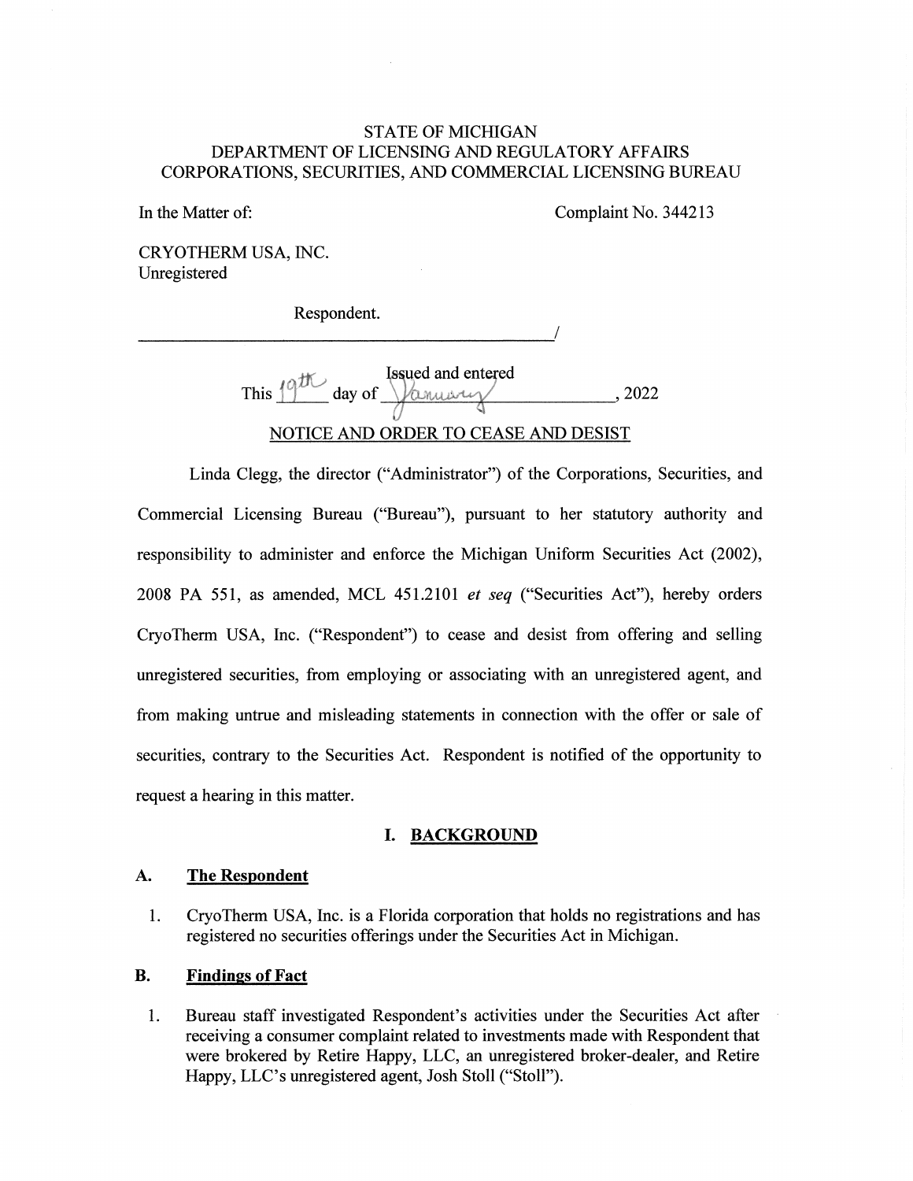STATE OF MICHIGAN
DEPARTMENT OF LICENSING AND REGULATORY AFFAIRS
CORPORATIONS, SECURITIES, AND COMMERCIAL LICENSING BUREAU

In the Matter of: Complaint No. 344213

CRYOTHERM USA, INC.
Unregistered

Respondent.
_______________________________________/

Issued and entered
This 19th day of January, 2022

NOTICE AND ORDER TO CEASE AND DESIST

Linda Clegg, the director ("Administrator") of the Corporations, Securities, and Commercial Licensing Bureau ("Bureau"), pursuant to her statutory authority and responsibility to administer and enforce the Michigan Uniform Securities Act (2002), 2008 PA 551, as amended, MCL 451.2101 *et seq* ("Securities Act"), hereby orders CryoTherm USA, Inc. ("Respondent") to cease and desist from offering and selling unregistered securities, from employing or associating with an unregistered agent, and from making untrue and misleading statements in connection with the offer or sale of securities, contrary to the Securities Act. Respondent is notified of the opportunity to request a hearing in this matter.

## I. BACKGROUND

### A. The Respondent

1. CryoTherm USA, Inc. is a Florida corporation that holds no registrations and has registered no securities offerings under the Securities Act in Michigan.

### B. Findings of Fact

1. Bureau staff investigated Respondent's activities under the Securities Act after receiving a consumer complaint related to investments made with Respondent that were brokered by Retire Happy, LLC, an unregistered broker-dealer, and Retire Happy, LLC's unregistered agent, Josh Stoll ("Stoll").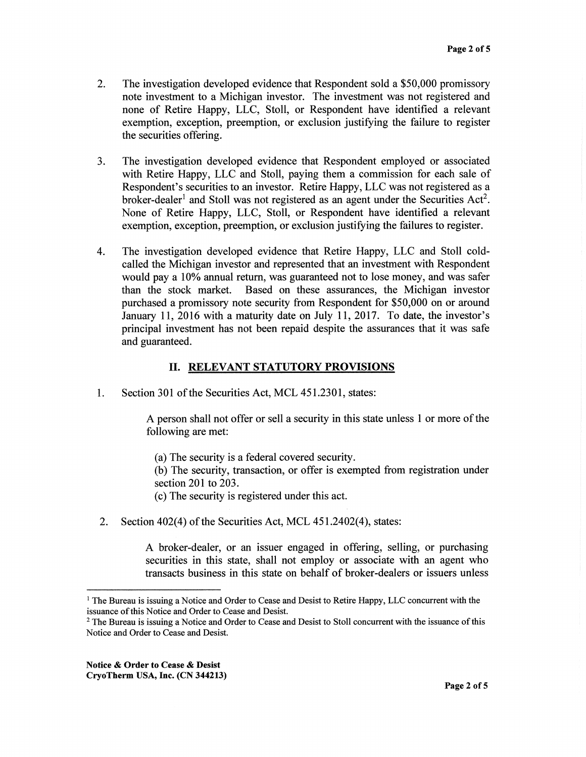2. The investigation developed evidence that Respondent sold a $50,000 promissory note investment to a Michigan investor. The investment was not registered and none of Retire Happy, LLC, Stoll, or Respondent have identified a relevant exemption, exception, preemption, or exclusion justifying the failure to register the securities offering.

3. The investigation developed evidence that Respondent employed or associated with Retire Happy, LLC and Stoll, paying them a commission for each sale of Respondent's securities to an investor. Retire Happy, LLC was not registered as a broker-dealer[1] and Stoll was not registered as an agent under the Securities Act[2]. None of Retire Happy, LLC, Stoll, or Respondent have identified a relevant exemption, exception, preemption, or exclusion justifying the failures to register.

4. The investigation developed evidence that Retire Happy, LLC and Stoll cold-called the Michigan investor and represented that an investment with Respondent would pay a 10% annual return, was guaranteed not to lose money, and was safer than the stock market. Based on these assurances, the Michigan investor purchased a promissory note security from Respondent for $50,000 on or around January 11, 2016 with a maturity date on July 11, 2017. To date, the investor's principal investment has not been repaid despite the assurances that it was safe and guaranteed.

## II. RELEVANT STATUTORY PROVISIONS

1. Section 301 of the Securities Act, MCL 451.2301, states:

   > A person shall not offer or sell a security in this state unless 1 or more of the following are met:
   >
   > (a) The security is a federal covered security.
   > (b) The security, transaction, or offer is exempted from registration under section 201 to 203.
   > (c) The security is registered under this act.

2. Section 402(4) of the Securities Act, MCL 451.2402(4), states:

   > A broker-dealer, or an issuer engaged in offering, selling, or purchasing securities in this state, shall not employ or associate with an agent who transacts business in this state on behalf of broker-dealers or issuers unless

---

[1] The Bureau is issuing a Notice and Order to Cease and Desist to Retire Happy, LLC concurrent with the issuance of this Notice and Order to Cease and Desist.

[2] The Bureau is issuing a Notice and Order to Cease and Desist to Stoll concurrent with the issuance of this Notice and Order to Cease and Desist.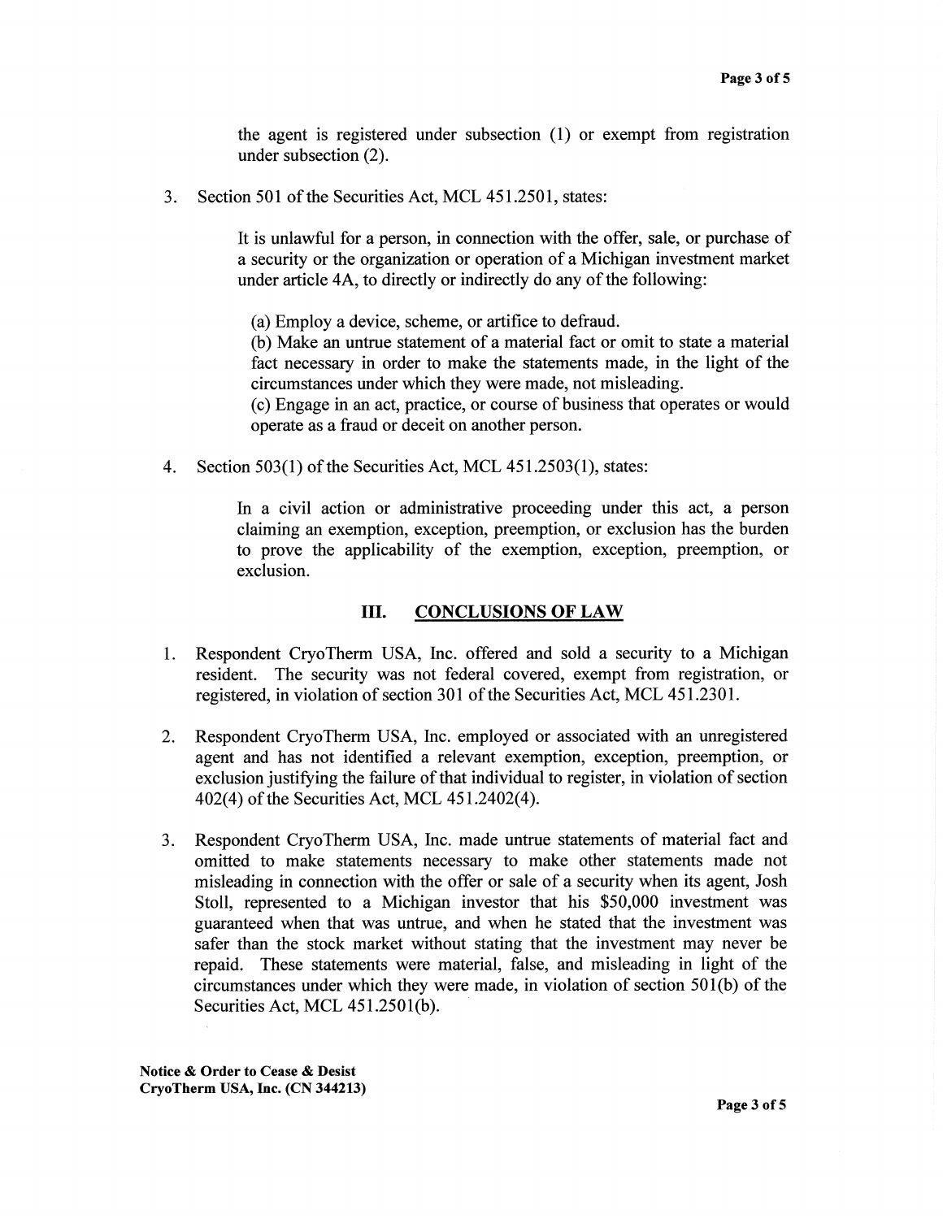the agent is registered under subsection (1) or exempt from registration under subsection (2).

3. Section 501 of the Securities Act, MCL 451.2501, states:

   > It is unlawful for a person, in connection with the offer, sale, or purchase of a security or the organization or operation of a Michigan investment market under article 4A, to directly or indirectly do any of the following:
   >
   > (a) Employ a device, scheme, or artifice to defraud.
   > (b) Make an untrue statement of a material fact or omit to state a material fact necessary in order to make the statements made, in the light of the circumstances under which they were made, not misleading.
   > (c) Engage in an act, practice, or course of business that operates or would operate as a fraud or deceit on another person.

4. Section 503(1) of the Securities Act, MCL 451.2503(1), states:

   > In a civil action or administrative proceeding under this act, a person claiming an exemption, exception, preemption, or exclusion has the burden to prove the applicability of the exemption, exception, preemption, or exclusion.

## III. CONCLUSIONS OF LAW

1. Respondent CryoTherm USA, Inc. offered and sold a security to a Michigan resident. The security was not federal covered, exempt from registration, or registered, in violation of section 301 of the Securities Act, MCL 451.2301.

2. Respondent CryoTherm USA, Inc. employed or associated with an unregistered agent and has not identified a relevant exemption, exception, preemption, or exclusion justifying the failure of that individual to register, in violation of section 402(4) of the Securities Act, MCL 451.2402(4).

3. Respondent CryoTherm USA, Inc. made untrue statements of material fact and omitted to make statements necessary to make other statements made not misleading in connection with the offer or sale of a security when its agent, Josh Stoll, represented to a Michigan investor that his \$50,000 investment was guaranteed when that was untrue, and when he stated that the investment was safer than the stock market without stating that the investment may never be repaid. These statements were material, false, and misleading in light of the circumstances under which they were made, in violation of section 501(b) of the Securities Act, MCL 451.2501(b).

**Notice & Order to Cease & Desist**
**CryoTherm USA, Inc. (CN 344213)**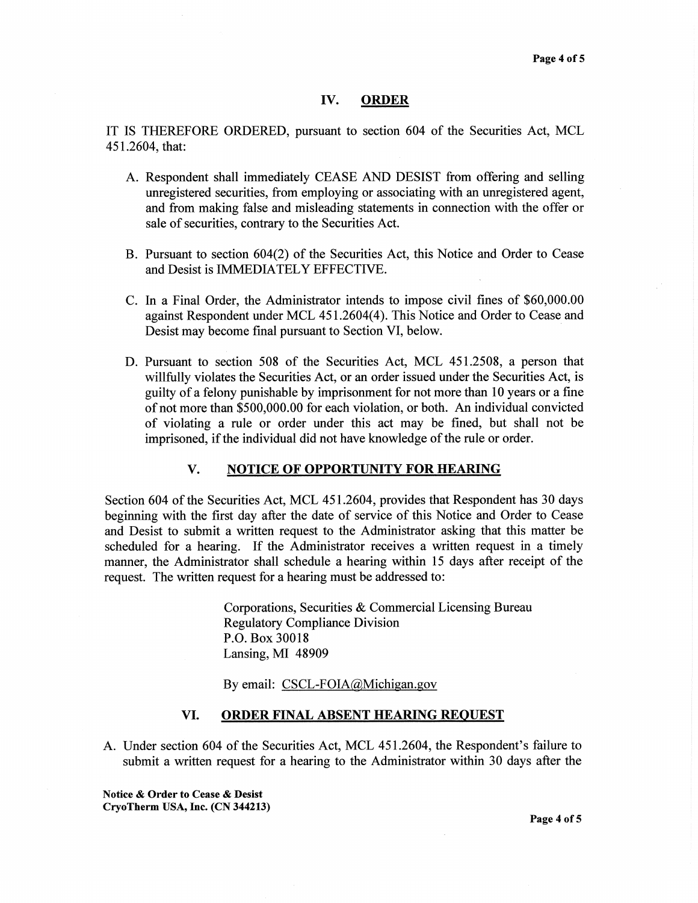## IV. ORDER

IT IS THEREFORE ORDERED, pursuant to section 604 of the Securities Act, MCL 451.2604, that:

A. Respondent shall immediately CEASE AND DESIST from offering and selling unregistered securities, from employing or associating with an unregistered agent, and from making false and misleading statements in connection with the offer or sale of securities, contrary to the Securities Act.

B. Pursuant to section 604(2) of the Securities Act, this Notice and Order to Cease and Desist is IMMEDIATELY EFFECTIVE.

C. In a Final Order, the Administrator intends to impose civil fines of $60,000.00 against Respondent under MCL 451.2604(4). This Notice and Order to Cease and Desist may become final pursuant to Section VI, below.

D. Pursuant to section 508 of the Securities Act, MCL 451.2508, a person that willfully violates the Securities Act, or an order issued under the Securities Act, is guilty of a felony punishable by imprisonment for not more than 10 years or a fine of not more than $500,000.00 for each violation, or both. An individual convicted of violating a rule or order under this act may be fined, but shall not be imprisoned, if the individual did not have knowledge of the rule or order.

## V. NOTICE OF OPPORTUNITY FOR HEARING

Section 604 of the Securities Act, MCL 451.2604, provides that Respondent has 30 days beginning with the first day after the date of service of this Notice and Order to Cease and Desist to submit a written request to the Administrator asking that this matter be scheduled for a hearing. If the Administrator receives a written request in a timely manner, the Administrator shall schedule a hearing within 15 days after receipt of the request. The written request for a hearing must be addressed to:

> Corporations, Securities & Commercial Licensing Bureau
> Regulatory Compliance Division
> P.O. Box 30018
> Lansing, MI 48909
>
> By email: CSCL-FOIA@Michigan.gov

## VI. ORDER FINAL ABSENT HEARING REQUEST

A. Under section 604 of the Securities Act, MCL 451.2604, the Respondent's failure to submit a written request for a hearing to the Administrator within 30 days after the

**Notice & Order to Cease & Desist**
**CryoTherm USA, Inc. (CN 344213)**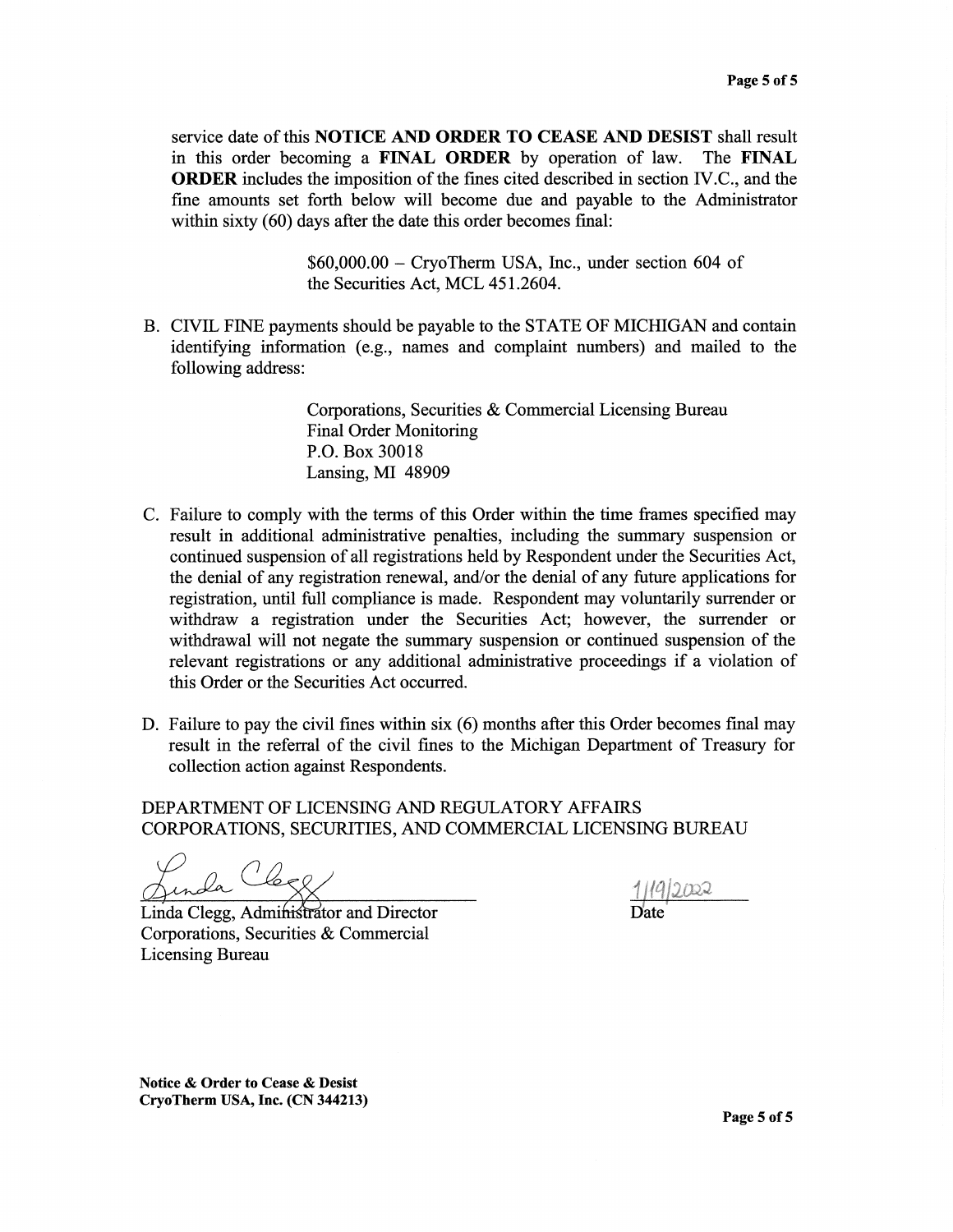service date of this **NOTICE AND ORDER TO CEASE AND DESIST** shall result in this order becoming a **FINAL ORDER** by operation of law. The **FINAL ORDER** includes the imposition of the fines cited described in section IV.C., and the fine amounts set forth below will become due and payable to the Administrator within sixty (60) days after the date this order becomes final:

> $60,000.00 – CryoTherm USA, Inc., under section 604 of the Securities Act, MCL 451.2604.

B. CIVIL FINE payments should be payable to the STATE OF MICHIGAN and contain identifying information (e.g., names and complaint numbers) and mailed to the following address:

> Corporations, Securities & Commercial Licensing Bureau
> Final Order Monitoring
> P.O. Box 30018
> Lansing, MI 48909

C. Failure to comply with the terms of this Order within the time frames specified may result in additional administrative penalties, including the summary suspension or continued suspension of all registrations held by Respondent under the Securities Act, the denial of any registration renewal, and/or the denial of any future applications for registration, until full compliance is made. Respondent may voluntarily surrender or withdraw a registration under the Securities Act; however, the surrender or withdrawal will not negate the summary suspension or continued suspension of the relevant registrations or any additional administrative proceedings if a violation of this Order or the Securities Act occurred.

D. Failure to pay the civil fines within six (6) months after this Order becomes final may result in the referral of the civil fines to the Michigan Department of Treasury for collection action against Respondents.

DEPARTMENT OF LICENSING AND REGULATORY AFFAIRS
CORPORATIONS, SECURITIES, AND COMMERCIAL LICENSING BUREAU

Linda Clegg, Administrator and Director
Corporations, Securities & Commercial Licensing Bureau

1/19/2022
Date

**Notice & Order to Cease & Desist**
**CryoTherm USA, Inc. (CN 344213)**